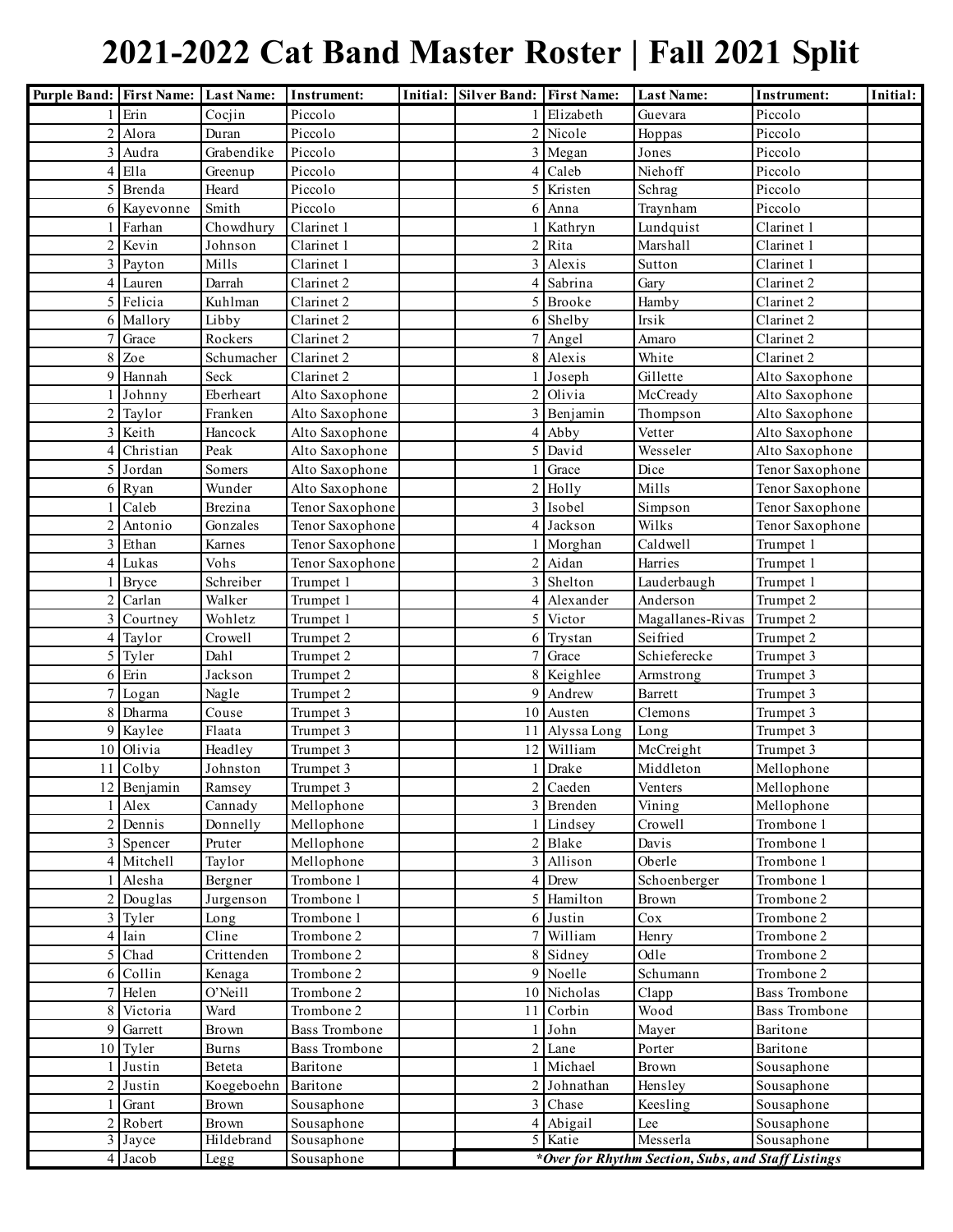# 2021-2022 Cat Band Master Roster | Fall 2021 Split

| Purple Band: | First Name: | Last Name: | Instrument: | Initial: | Silver Band: | First Name: | Last Name: | Instrument: | Initial: |
|---|---|---|---|---|---|---|---|---|---|
| 1 | Erin | Cocjin | Piccolo | | 1 | Elizabeth | Guevara | Piccolo | |
| 2 | Alora | Duran | Piccolo | | 2 | Nicole | Hoppas | Piccolo | |
| 3 | Audra | Grabendike | Piccolo | | 3 | Megan | Jones | Piccolo | |
| 4 | Ella | Greenup | Piccolo | | 4 | Caleb | Niehoff | Piccolo | |
| 5 | Brenda | Heard | Piccolo | | 5 | Kristen | Schrag | Piccolo | |
| 6 | Kayevonne | Smith | Piccolo | | 6 | Anna | Traynham | Piccolo | |
| 1 | Farhan | Chowdhury | Clarinet 1 | | 1 | Kathryn | Lundquist | Clarinet 1 | |
| 2 | Kevin | Johnson | Clarinet 1 | | 2 | Rita | Marshall | Clarinet 1 | |
| 3 | Payton | Mills | Clarinet 1 | | 3 | Alexis | Sutton | Clarinet 1 | |
| 4 | Lauren | Darrah | Clarinet 2 | | 4 | Sabrina | Gary | Clarinet 2 | |
| 5 | Felicia | Kuhlman | Clarinet 2 | | 5 | Brooke | Hamby | Clarinet 2 | |
| 6 | Mallory | Libby | Clarinet 2 | | 6 | Shelby | Irsik | Clarinet 2 | |
| 7 | Grace | Rockers | Clarinet 2 | | 7 | Angel | Amaro | Clarinet 2 | |
| 8 | Zoe | Schumacher | Clarinet 2 | | 8 | Alexis | White | Clarinet 2 | |
| 9 | Hannah | Seck | Clarinet 2 | | 1 | Joseph | Gillette | Alto Saxophone | |
| 1 | Johnny | Eberheart | Alto Saxophone | | 2 | Olivia | McCready | Alto Saxophone | |
| 2 | Taylor | Franken | Alto Saxophone | | 3 | Benjamin | Thompson | Alto Saxophone | |
| 3 | Keith | Hancock | Alto Saxophone | | 4 | Abby | Vetter | Alto Saxophone | |
| 4 | Christian | Peak | Alto Saxophone | | 5 | David | Wesseler | Alto Saxophone | |
| 5 | Jordan | Somers | Alto Saxophone | | 1 | Grace | Dice | Tenor Saxophone | |
| 6 | Ryan | Wunder | Alto Saxophone | | 2 | Holly | Mills | Tenor Saxophone | |
| 1 | Caleb | Brezina | Tenor Saxophone | | 3 | Isobel | Simpson | Tenor Saxophone | |
| 2 | Antonio | Gonzales | Tenor Saxophone | | 4 | Jackson | Wilks | Tenor Saxophone | |
| 3 | Ethan | Karnes | Tenor Saxophone | | 1 | Morghan | Caldwell | Trumpet 1 | |
| 4 | Lukas | Vohs | Tenor Saxophone | | 2 | Aidan | Harries | Trumpet 1 | |
| 1 | Bryce | Schreiber | Trumpet 1 | | 3 | Shelton | Lauderbaugh | Trumpet 1 | |
| 2 | Carlan | Walker | Trumpet 1 | | 4 | Alexander | Anderson | Trumpet 2 | |
| 3 | Courtney | Wohletz | Trumpet 1 | | 5 | Victor | Magallanes-Rivas | Trumpet 2 | |
| 4 | Taylor | Crowell | Trumpet 2 | | 6 | Trystan | Seifried | Trumpet 2 | |
| 5 | Tyler | Dahl | Trumpet 2 | | 7 | Grace | Schieferecke | Trumpet 3 | |
| 6 | Erin | Jackson | Trumpet 2 | | 8 | Keighlee | Armstrong | Trumpet 3 | |
| 7 | Logan | Nagle | Trumpet 2 | | 9 | Andrew | Barrett | Trumpet 3 | |
| 8 | Dharma | Couse | Trumpet 3 | | 10 | Austen | Clemons | Trumpet 3 | |
| 9 | Kaylee | Flaata | Trumpet 3 | | 11 | Alyssa Long | Long | Trumpet 3 | |
| 10 | Olivia | Headley | Trumpet 3 | | 12 | William | McCreight | Trumpet 3 | |
| 11 | Colby | Johnston | Trumpet 3 | | 1 | Drake | Middleton | Mellophone | |
| 12 | Benjamin | Ramsey | Trumpet 3 | | 2 | Caeden | Venters | Mellophone | |
| 1 | Alex | Cannady | Mellophone | | 3 | Brenden | Vining | Mellophone | |
| 2 | Dennis | Donnelly | Mellophone | | 1 | Lindsey | Crowell | Trombone 1 | |
| 3 | Spencer | Pruter | Mellophone | | 2 | Blake | Davis | Trombone 1 | |
| 4 | Mitchell | Taylor | Mellophone | | 3 | Allison | Oberle | Trombone 1 | |
| 1 | Alesha | Bergner | Trombone 1 | | 4 | Drew | Schoenberger | Trombone 1 | |
| 2 | Douglas | Jurgenson | Trombone 1 | | 5 | Hamilton | Brown | Trombone 2 | |
| 3 | Tyler | Long | Trombone 1 | | 6 | Justin | Cox | Trombone 2 | |
| 4 | Iain | Cline | Trombone 2 | | 7 | William | Henry | Trombone 2 | |
| 5 | Chad | Crittenden | Trombone 2 | | 8 | Sidney | Odle | Trombone 2 | |
| 6 | Collin | Kenaga | Trombone 2 | | 9 | Noelle | Schumann | Trombone 2 | |
| 7 | Helen | O'Neill | Trombone 2 | | 10 | Nicholas | Clapp | Bass Trombone | |
| 8 | Victoria | Ward | Trombone 2 | | 11 | Corbin | Wood | Bass Trombone | |
| 9 | Garrett | Brown | Bass Trombone | | 1 | John | Mayer | Baritone | |
| 10 | Tyler | Burns | Bass Trombone | | 2 | Lane | Porter | Baritone | |
| 1 | Justin | Beteta | Baritone | | 1 | Michael | Brown | Sousaphone | |
| 2 | Justin | Koegeboehn | Baritone | | 2 | Johnathan | Hensley | Sousaphone | |
| 1 | Grant | Brown | Sousaphone | | 3 | Chase | Keesling | Sousaphone | |
| 2 | Robert | Brown | Sousaphone | | 4 | Abigail | Lee | Sousaphone | |
| 3 | Jayce | Hildebrand | Sousaphone | | 5 | Katie | Messerla | Sousaphone | |
| 4 | Jacob | Legg | Sousaphone | | *Over for Rhythm Section, Subs, and Staff Listings | | | | |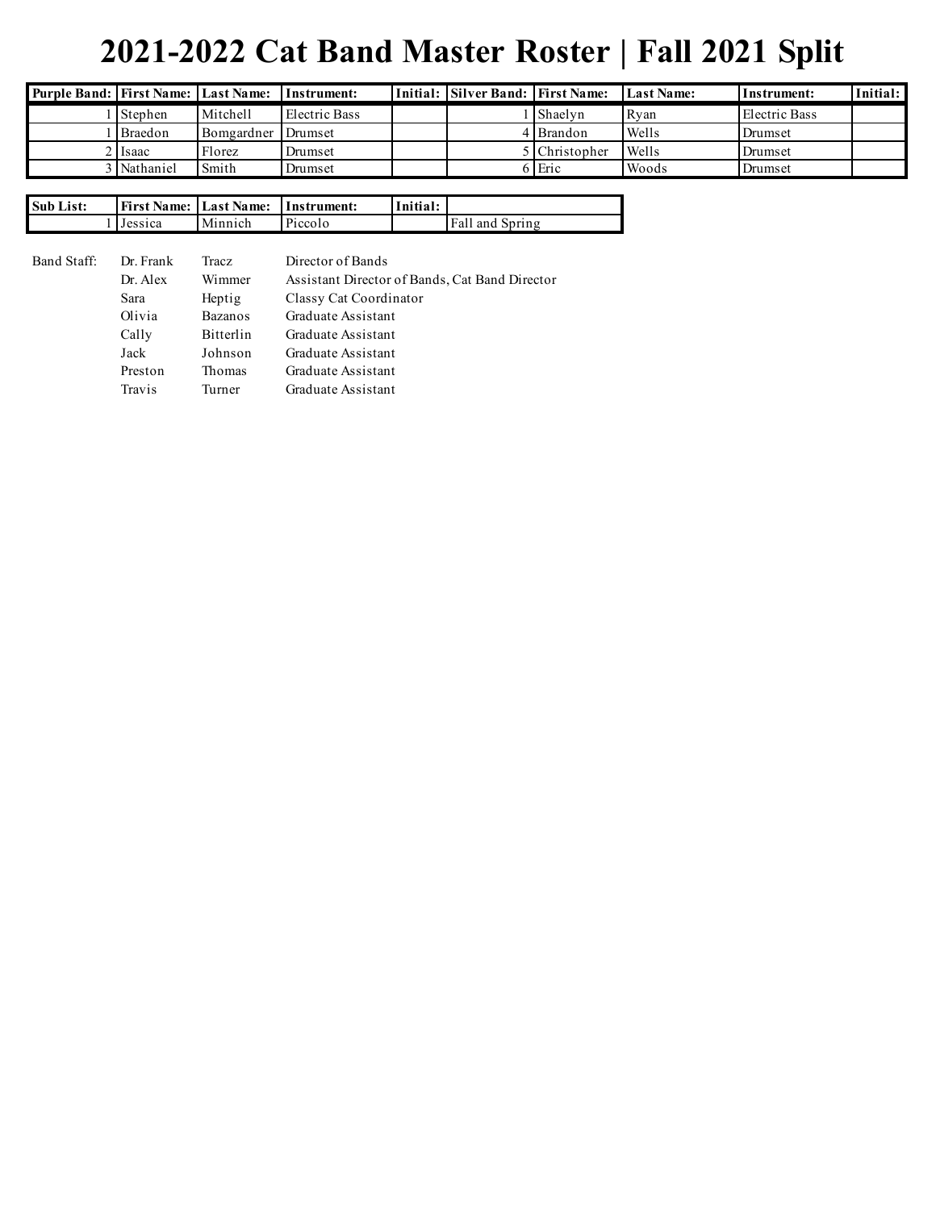# 2021-2022 Cat Band Master Roster | Fall 2021 Split

| Purple Band: | First Name: | Last Name: | Instrument: | Initial: | Silver Band: | First Name: | Last Name: | Instrument: | Initial: |
|---|---|---|---|---|---|---|---|---|---|
| 1 | Stephen | Mitchell | Electric Bass | | 1 | Shaelyn | Ryan | Electric Bass | |
| 1 | Braedon | Bomgardner | Drumset | | 4 | Brandon | Wells | Drumset | |
| 2 | Isaac | Florez | Drumset | | 5 | Christopher | Wells | Drumset | |
| 3 | Nathaniel | Smith | Drumset | | 6 | Eric | Woods | Drumset | |

| Sub List: | First Name: | Last Name: | Instrument: | Initial: | |
|---|---|---|---|---|---|
| 1 | Jessica | Minnich | Piccolo | | Fall and Spring |

| Band Staff: | | | |
|---|---|---|---|
| | Dr. Frank | Tracz | Director of Bands |
| | Dr. Alex | Wimmer | Assistant Director of Bands, Cat Band Director |
| | Sara | Heptig | Classy Cat Coordinator |
| | Olivia | Bazanos | Graduate Assistant |
| | Cally | Bitterlin | Graduate Assistant |
| | Jack | Johnson | Graduate Assistant |
| | Preston | Thomas | Graduate Assistant |
| | Travis | Turner | Graduate Assistant |